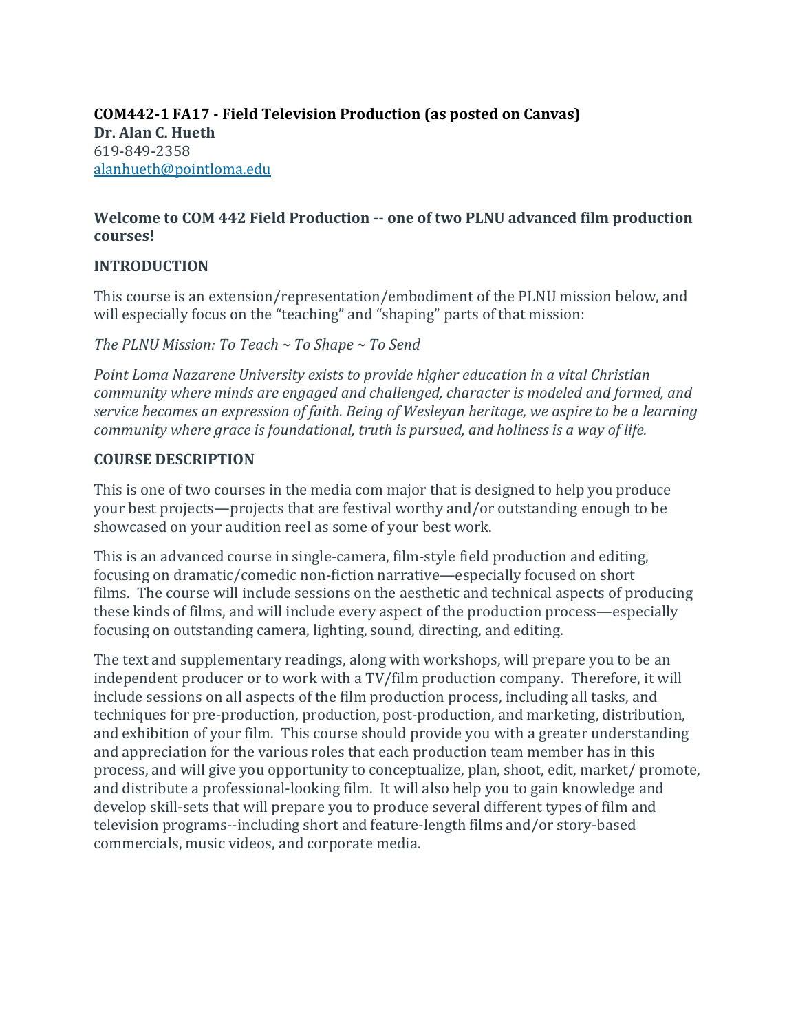**COM442-1 FA17 - Field Television Production (as posted on Canvas)**
**Dr. Alan C. Hueth**
619-849-2358
alanhueth@pointloma.edu

### Welcome to COM 442 Field Production -- one of two PLNU advanced film production courses!

### INTRODUCTION

This course is an extension/representation/embodiment of the PLNU mission below, and will especially focus on the "teaching" and "shaping" parts of that mission:

*The PLNU Mission: To Teach ~ To Shape ~ To Send*

*Point Loma Nazarene University exists to provide higher education in a vital Christian community where minds are engaged and challenged, character is modeled and formed, and service becomes an expression of faith. Being of Wesleyan heritage, we aspire to be a learning community where grace is foundational, truth is pursued, and holiness is a way of life.*

### COURSE DESCRIPTION

This is one of two courses in the media com major that is designed to help you produce your best projects—projects that are festival worthy and/or outstanding enough to be showcased on your audition reel as some of your best work.

This is an advanced course in single-camera, film-style field production and editing, focusing on dramatic/comedic non-fiction narrative—especially focused on short films. The course will include sessions on the aesthetic and technical aspects of producing these kinds of films, and will include every aspect of the production process—especially focusing on outstanding camera, lighting, sound, directing, and editing.

The text and supplementary readings, along with workshops, will prepare you to be an independent producer or to work with a TV/film production company. Therefore, it will include sessions on all aspects of the film production process, including all tasks, and techniques for pre-production, production, post-production, and marketing, distribution, and exhibition of your film. This course should provide you with a greater understanding and appreciation for the various roles that each production team member has in this process, and will give you opportunity to conceptualize, plan, shoot, edit, market/ promote, and distribute a professional-looking film. It will also help you to gain knowledge and develop skill-sets that will prepare you to produce several different types of film and television programs--including short and feature-length films and/or story-based commercials, music videos, and corporate media.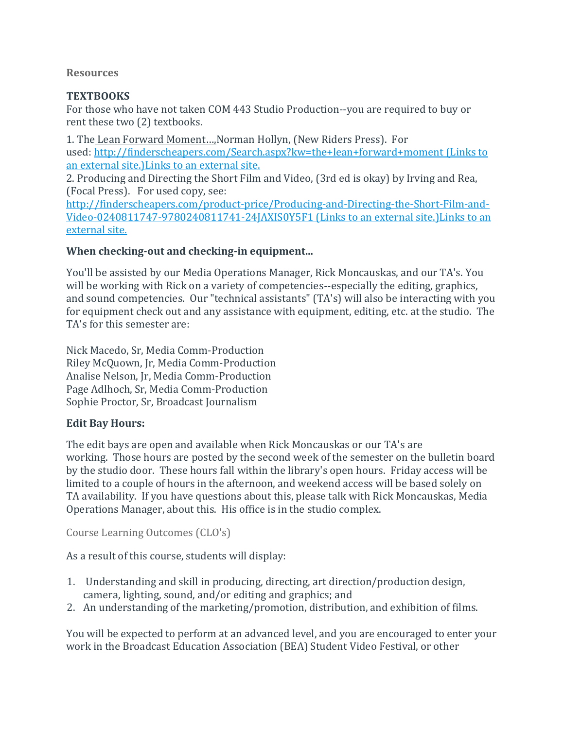### Resources

**TEXTBOOKS**
For those who have not taken COM 443 Studio Production--you are required to buy or rent these two (2) textbooks.

1. The Lean Forward Moment...,Norman Hollyn, (New Riders Press). For used: [http://finderscheapers.com/Search.aspx?kw=the+lean+forward+moment (Links to an external site.)Links to an external site.](http://finderscheapers.com/Search.aspx?kw=the+lean+forward+moment)
2. Producing and Directing the Short Film and Video, (3rd ed is okay) by Irving and Rea, (Focal Press). For used copy, see: [http://finderscheapers.com/product-price/Producing-and-Directing-the-Short-Film-and-Video-0240811747-9780240811741-24JAXIS0Y5F1 (Links to an external site.)Links to an external site.](http://finderscheapers.com/product-price/Producing-and-Directing-the-Short-Film-and-Video-0240811747-9780240811741-24JAXIS0Y5F1)

**When checking-out and checking-in equipment...**

You'll be assisted by our Media Operations Manager, Rick Moncauskas, and our TA's. You will be working with Rick on a variety of competencies--especially the editing, graphics, and sound competencies. Our "technical assistants" (TA's) will also be interacting with you for equipment check out and any assistance with equipment, editing, etc. at the studio. The TA's for this semester are:

Nick Macedo, Sr, Media Comm-Production
Riley McQuown, Jr, Media Comm-Production
Analise Nelson, Jr, Media Comm-Production
Page Adlhoch, Sr, Media Comm-Production
Sophie Proctor, Sr, Broadcast Journalism

**Edit Bay Hours:**

The edit bays are open and available when Rick Moncauskas or our TA's are working. Those hours are posted by the second week of the semester on the bulletin board by the studio door. These hours fall within the library's open hours. Friday access will be limited to a couple of hours in the afternoon, and weekend access will be based solely on TA availability. If you have questions about this, please talk with Rick Moncauskas, Media Operations Manager, about this. His office is in the studio complex.

### Course Learning Outcomes (CLO's)

As a result of this course, students will display:

1. Understanding and skill in producing, directing, art direction/production design, camera, lighting, sound, and/or editing and graphics; and
2. An understanding of the marketing/promotion, distribution, and exhibition of films.

You will be expected to perform at an advanced level, and you are encouraged to enter your work in the Broadcast Education Association (BEA) Student Video Festival, or other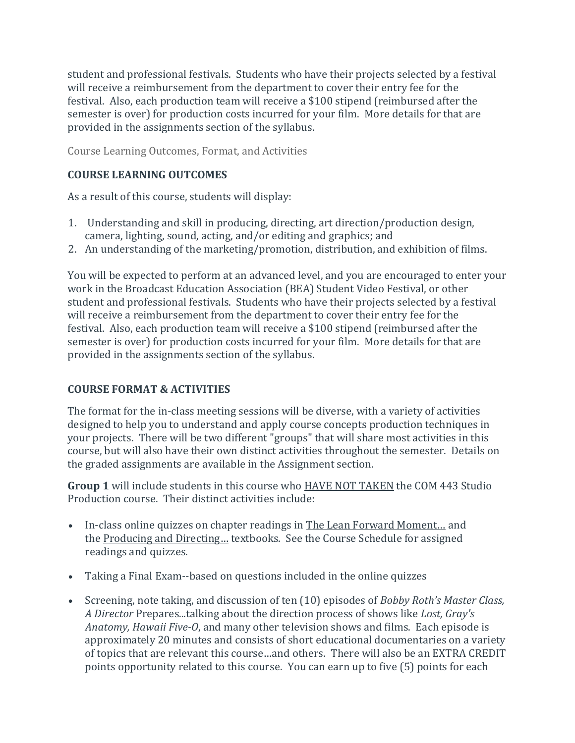student and professional festivals. Students who have their projects selected by a festival will receive a reimbursement from the department to cover their entry fee for the festival. Also, each production team will receive a $100 stipend (reimbursed after the semester is over) for production costs incurred for your film. More details for that are provided in the assignments section of the syllabus.

Course Learning Outcomes, Format, and Activities

### COURSE LEARNING OUTCOMES

As a result of this course, students will display:

1. Understanding and skill in producing, directing, art direction/production design, camera, lighting, sound, acting, and/or editing and graphics; and
2. An understanding of the marketing/promotion, distribution, and exhibition of films.

You will be expected to perform at an advanced level, and you are encouraged to enter your work in the Broadcast Education Association (BEA) Student Video Festival, or other student and professional festivals. Students who have their projects selected by a festival will receive a reimbursement from the department to cover their entry fee for the festival. Also, each production team will receive a $100 stipend (reimbursed after the semester is over) for production costs incurred for your film. More details for that are provided in the assignments section of the syllabus.

### COURSE FORMAT & ACTIVITIES

The format for the in-class meeting sessions will be diverse, with a variety of activities designed to help you to understand and apply course concepts production techniques in your projects. There will be two different "groups" that will share most activities in this course, but will also have their own distinct activities throughout the semester. Details on the graded assignments are available in the Assignment section.

**Group 1** will include students in this course who HAVE NOT TAKEN the COM 443 Studio Production course. Their distinct activities include:

- In-class online quizzes on chapter readings in The Lean Forward Moment… and the Producing and Directing… textbooks. See the Course Schedule for assigned readings and quizzes.
- Taking a Final Exam--based on questions included in the online quizzes
- Screening, note taking, and discussion of ten (10) episodes of *Bobby Roth's Master Class, A Director* Prepares...talking about the direction process of shows like *Lost, Gray's Anatomy, Hawaii Five-O*, and many other television shows and films. Each episode is approximately 20 minutes and consists of short educational documentaries on a variety of topics that are relevant this course…and others. There will also be an EXTRA CREDIT points opportunity related to this course. You can earn up to five (5) points for each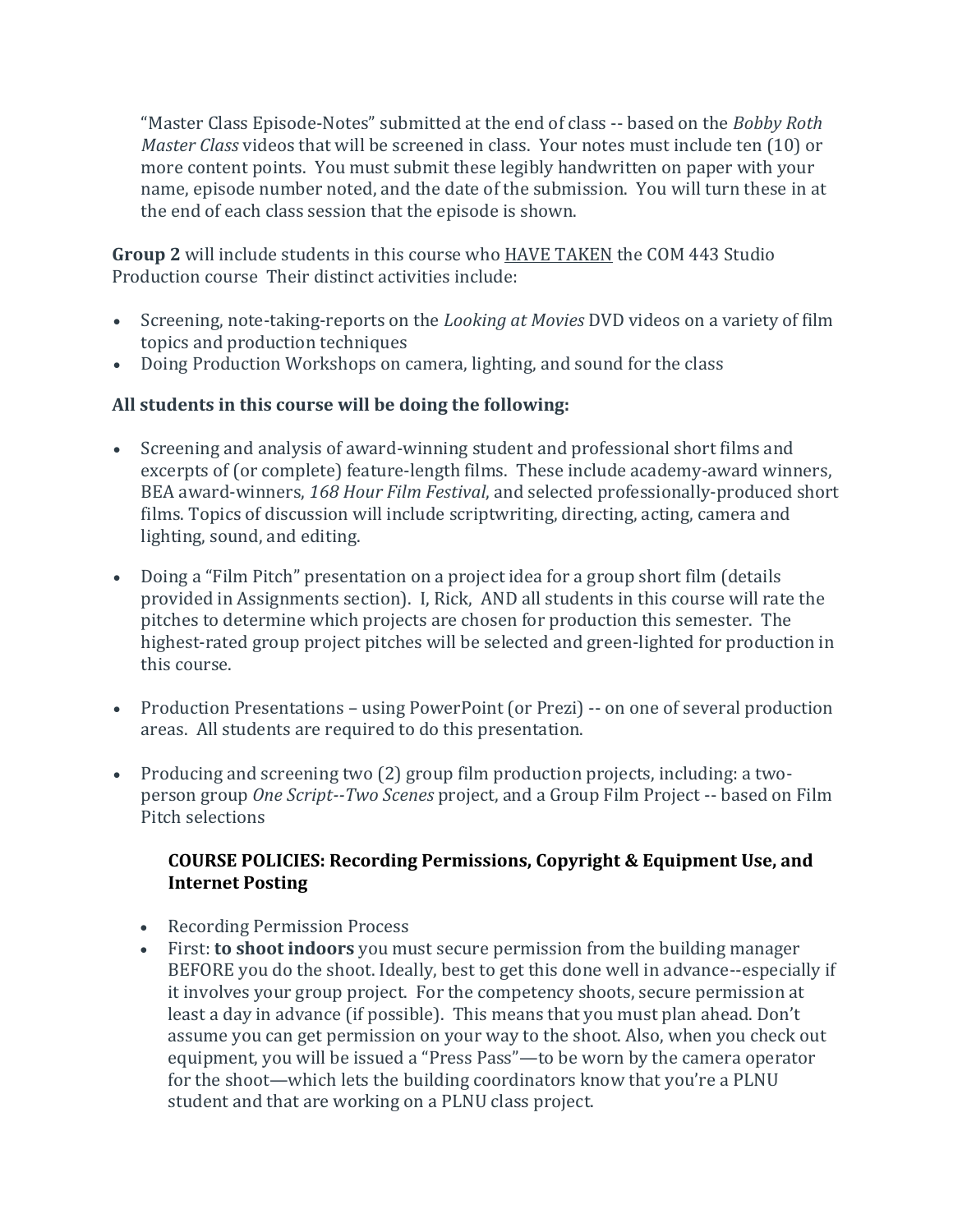"Master Class Episode-Notes" submitted at the end of class -- based on the *Bobby Roth Master Class* videos that will be screened in class. Your notes must include ten (10) or more content points. You must submit these legibly handwritten on paper with your name, episode number noted, and the date of the submission. You will turn these in at the end of each class session that the episode is shown.

**Group 2** will include students in this course who <u>HAVE TAKEN</u> the COM 443 Studio Production course Their distinct activities include:

- Screening, note-taking-reports on the *Looking at Movies* DVD videos on a variety of film topics and production techniques
- Doing Production Workshops on camera, lighting, and sound for the class

**All students in this course will be doing the following:**

- Screening and analysis of award-winning student and professional short films and excerpts of (or complete) feature-length films. These include academy-award winners, BEA award-winners, *168 Hour Film Festival*, and selected professionally-produced short films. Topics of discussion will include scriptwriting, directing, acting, camera and lighting, sound, and editing.

- Doing a "Film Pitch" presentation on a project idea for a group short film (details provided in Assignments section). I, Rick, AND all students in this course will rate the pitches to determine which projects are chosen for production this semester. The highest-rated group project pitches will be selected and green-lighted for production in this course.

- Production Presentations – using PowerPoint (or Prezi) -- on one of several production areas. All students are required to do this presentation.

- Producing and screening two (2) group film production projects, including: a two-person group *One Script--Two Scenes* project, and a Group Film Project -- based on Film Pitch selections

### COURSE POLICIES: Recording Permissions, Copyright & Equipment Use, and Internet Posting

- Recording Permission Process
- First: **to shoot indoors** you must secure permission from the building manager BEFORE you do the shoot. Ideally, best to get this done well in advance--especially if it involves your group project. For the competency shoots, secure permission at least a day in advance (if possible). This means that you must plan ahead. Don't assume you can get permission on your way to the shoot. Also, when you check out equipment, you will be issued a "Press Pass"—to be worn by the camera operator for the shoot—which lets the building coordinators know that you're a PLNU student and that are working on a PLNU class project.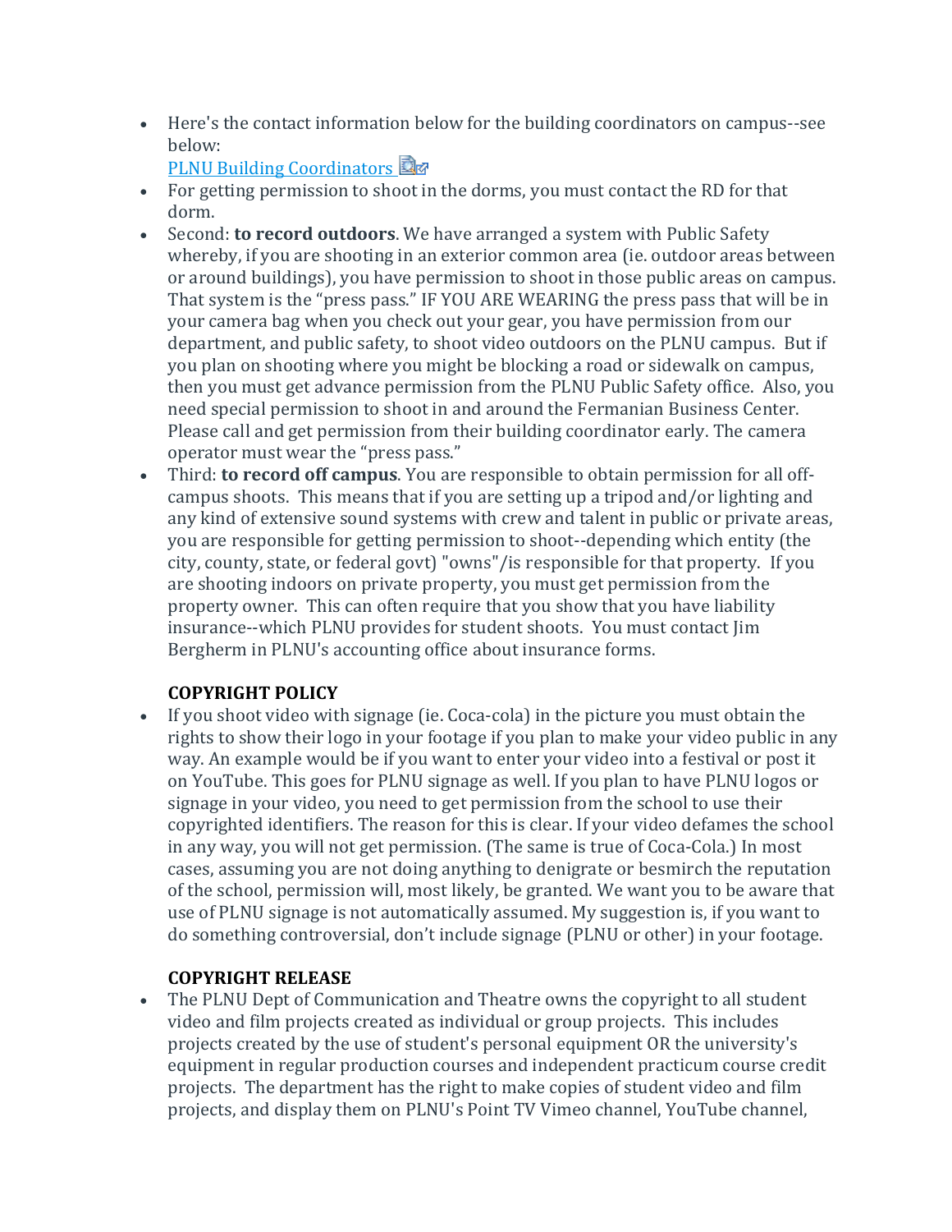- Here's the contact information below for the building coordinators on campus--see below:
  [PLNU Building Coordinators](#)
- For getting permission to shoot in the dorms, you must contact the RD for that dorm.
- Second: **to record outdoors**. We have arranged a system with Public Safety whereby, if you are shooting in an exterior common area (ie. outdoor areas between or around buildings), you have permission to shoot in those public areas on campus. That system is the "press pass." IF YOU ARE WEARING the press pass that will be in your camera bag when you check out your gear, you have permission from our department, and public safety, to shoot video outdoors on the PLNU campus. But if you plan on shooting where you might be blocking a road or sidewalk on campus, then you must get advance permission from the PLNU Public Safety office. Also, you need special permission to shoot in and around the Fermanian Business Center. Please call and get permission from their building coordinator early. The camera operator must wear the "press pass."
- Third: **to record off campus**. You are responsible to obtain permission for all off-campus shoots. This means that if you are setting up a tripod and/or lighting and any kind of extensive sound systems with crew and talent in public or private areas, you are responsible for getting permission to shoot--depending which entity (the city, county, state, or federal govt) "owns"/is responsible for that property. If you are shooting indoors on private property, you must get permission from the property owner. This can often require that you show that you have liability insurance--which PLNU provides for student shoots. You must contact Jim Bergherm in PLNU's accounting office about insurance forms.

### COPYRIGHT POLICY

- If you shoot video with signage (ie. Coca-cola) in the picture you must obtain the rights to show their logo in your footage if you plan to make your video public in any way. An example would be if you want to enter your video into a festival or post it on YouTube. This goes for PLNU signage as well. If you plan to have PLNU logos or signage in your video, you need to get permission from the school to use their copyrighted identifiers. The reason for this is clear. If your video defames the school in any way, you will not get permission. (The same is true of Coca-Cola.) In most cases, assuming you are not doing anything to denigrate or besmirch the reputation of the school, permission will, most likely, be granted. We want you to be aware that use of PLNU signage is not automatically assumed. My suggestion is, if you want to do something controversial, don't include signage (PLNU or other) in your footage.

### COPYRIGHT RELEASE

- The PLNU Dept of Communication and Theatre owns the copyright to all student video and film projects created as individual or group projects. This includes projects created by the use of student's personal equipment OR the university's equipment in regular production courses and independent practicum course credit projects. The department has the right to make copies of student video and film projects, and display them on PLNU's Point TV Vimeo channel, YouTube channel,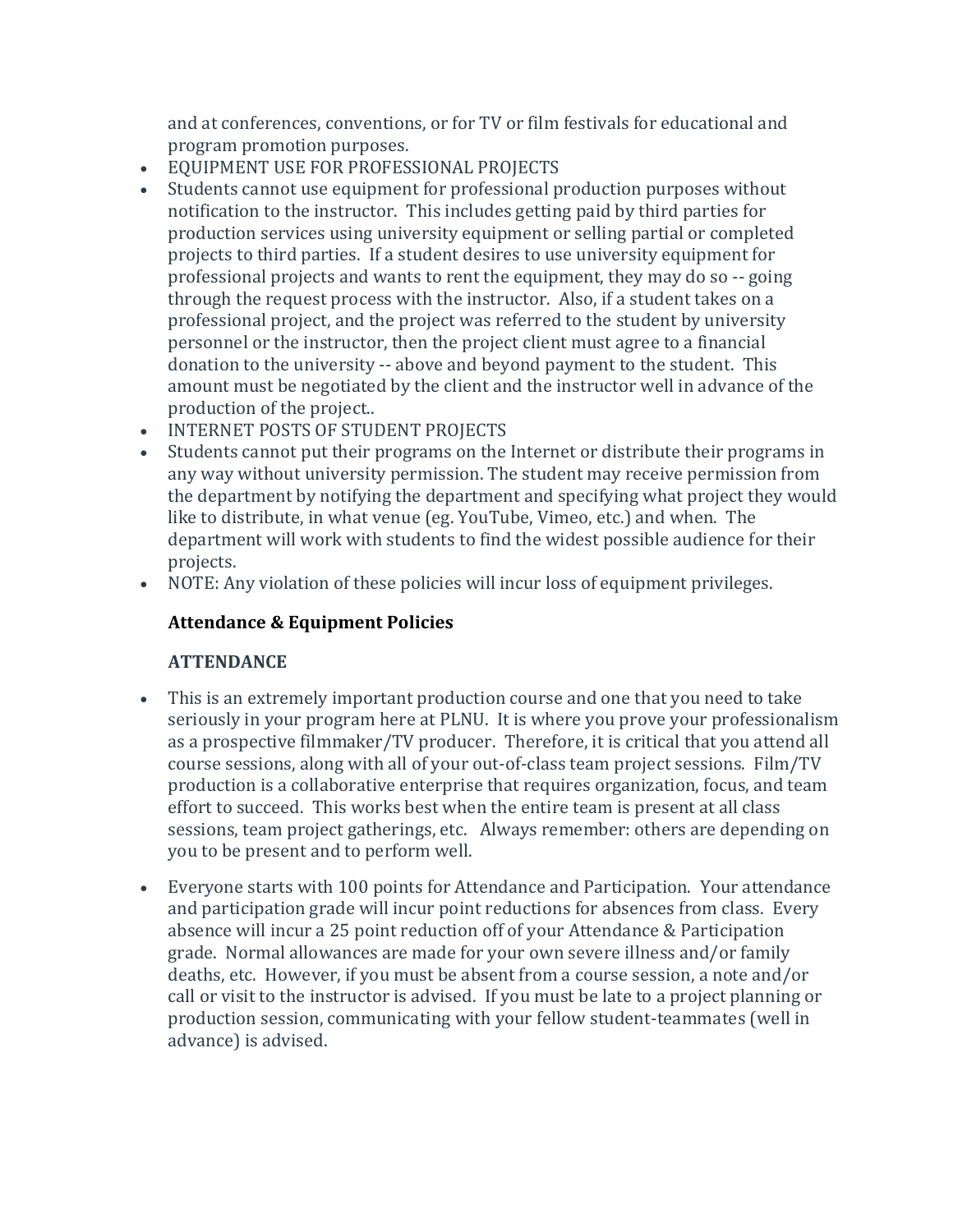and at conferences, conventions, or for TV or film festivals for educational and program promotion purposes.

- EQUIPMENT USE FOR PROFESSIONAL PROJECTS
- Students cannot use equipment for professional production purposes without notification to the instructor. This includes getting paid by third parties for production services using university equipment or selling partial or completed projects to third parties. If a student desires to use university equipment for professional projects and wants to rent the equipment, they may do so -- going through the request process with the instructor. Also, if a student takes on a professional project, and the project was referred to the student by university personnel or the instructor, then the project client must agree to a financial donation to the university -- above and beyond payment to the student. This amount must be negotiated by the client and the instructor well in advance of the production of the project..
- INTERNET POSTS OF STUDENT PROJECTS
- Students cannot put their programs on the Internet or distribute their programs in any way without university permission. The student may receive permission from the department by notifying the department and specifying what project they would like to distribute, in what venue (eg. YouTube, Vimeo, etc.) and when. The department will work with students to find the widest possible audience for their projects.
- NOTE: Any violation of these policies will incur loss of equipment privileges.

**Attendance & Equipment Policies**

**ATTENDANCE**

- This is an extremely important production course and one that you need to take seriously in your program here at PLNU. It is where you prove your professionalism as a prospective filmmaker/TV producer. Therefore, it is critical that you attend all course sessions, along with all of your out-of-class team project sessions. Film/TV production is a collaborative enterprise that requires organization, focus, and team effort to succeed. This works best when the entire team is present at all class sessions, team project gatherings, etc. Always remember: others are depending on you to be present and to perform well.
- Everyone starts with 100 points for Attendance and Participation. Your attendance and participation grade will incur point reductions for absences from class. Every absence will incur a 25 point reduction off of your Attendance & Participation grade. Normal allowances are made for your own severe illness and/or family deaths, etc. However, if you must be absent from a course session, a note and/or call or visit to the instructor is advised. If you must be late to a project planning or production session, communicating with your fellow student-teammates (well in advance) is advised.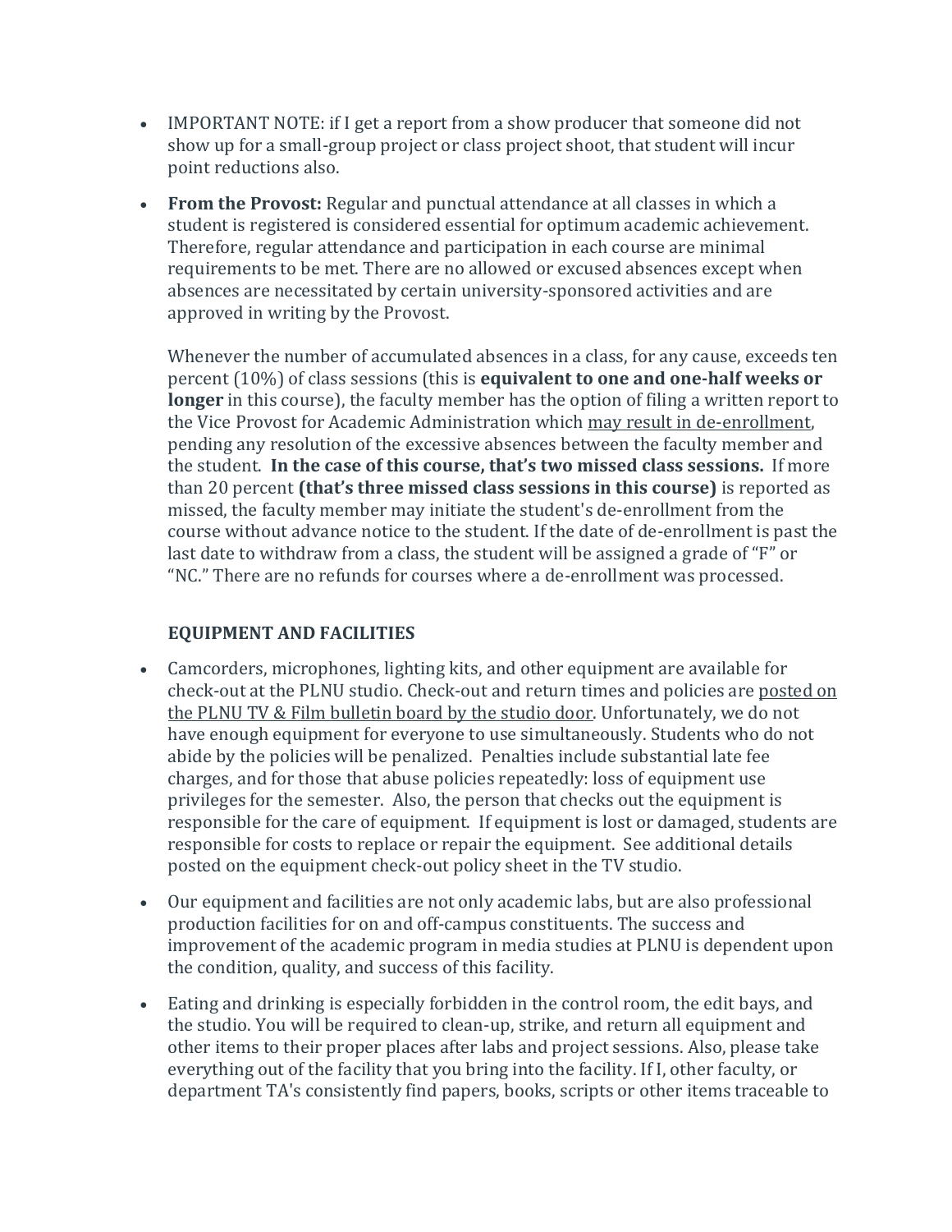- IMPORTANT NOTE: if I get a report from a show producer that someone did not show up for a small-group project or class project shoot, that student will incur point reductions also.

- **From the Provost:** Regular and punctual attendance at all classes in which a student is registered is considered essential for optimum academic achievement. Therefore, regular attendance and participation in each course are minimal requirements to be met. There are no allowed or excused absences except when absences are necessitated by certain university-sponsored activities and are approved in writing by the Provost.

  Whenever the number of accumulated absences in a class, for any cause, exceeds ten percent (10%) of class sessions (this is **equivalent to one and one-half weeks or longer** in this course), the faculty member has the option of filing a written report to the Vice Provost for Academic Administration which may result in de-enrollment, pending any resolution of the excessive absences between the faculty member and the student. **In the case of this course, that's two missed class sessions.** If more than 20 percent **(that's three missed class sessions in this course)** is reported as missed, the faculty member may initiate the student's de-enrollment from the course without advance notice to the student. If the date of de-enrollment is past the last date to withdraw from a class, the student will be assigned a grade of "F" or "NC." There are no refunds for courses where a de-enrollment was processed.

### EQUIPMENT AND FACILITIES

- Camcorders, microphones, lighting kits, and other equipment are available for check-out at the PLNU studio. Check-out and return times and policies are posted on the PLNU TV & Film bulletin board by the studio door. Unfortunately, we do not have enough equipment for everyone to use simultaneously. Students who do not abide by the policies will be penalized. Penalties include substantial late fee charges, and for those that abuse policies repeatedly: loss of equipment use privileges for the semester. Also, the person that checks out the equipment is responsible for the care of equipment. If equipment is lost or damaged, students are responsible for costs to replace or repair the equipment. See additional details posted on the equipment check-out policy sheet in the TV studio.

- Our equipment and facilities are not only academic labs, but are also professional production facilities for on and off-campus constituents. The success and improvement of the academic program in media studies at PLNU is dependent upon the condition, quality, and success of this facility.

- Eating and drinking is especially forbidden in the control room, the edit bays, and the studio. You will be required to clean-up, strike, and return all equipment and other items to their proper places after labs and project sessions. Also, please take everything out of the facility that you bring into the facility. If I, other faculty, or department TA's consistently find papers, books, scripts or other items traceable to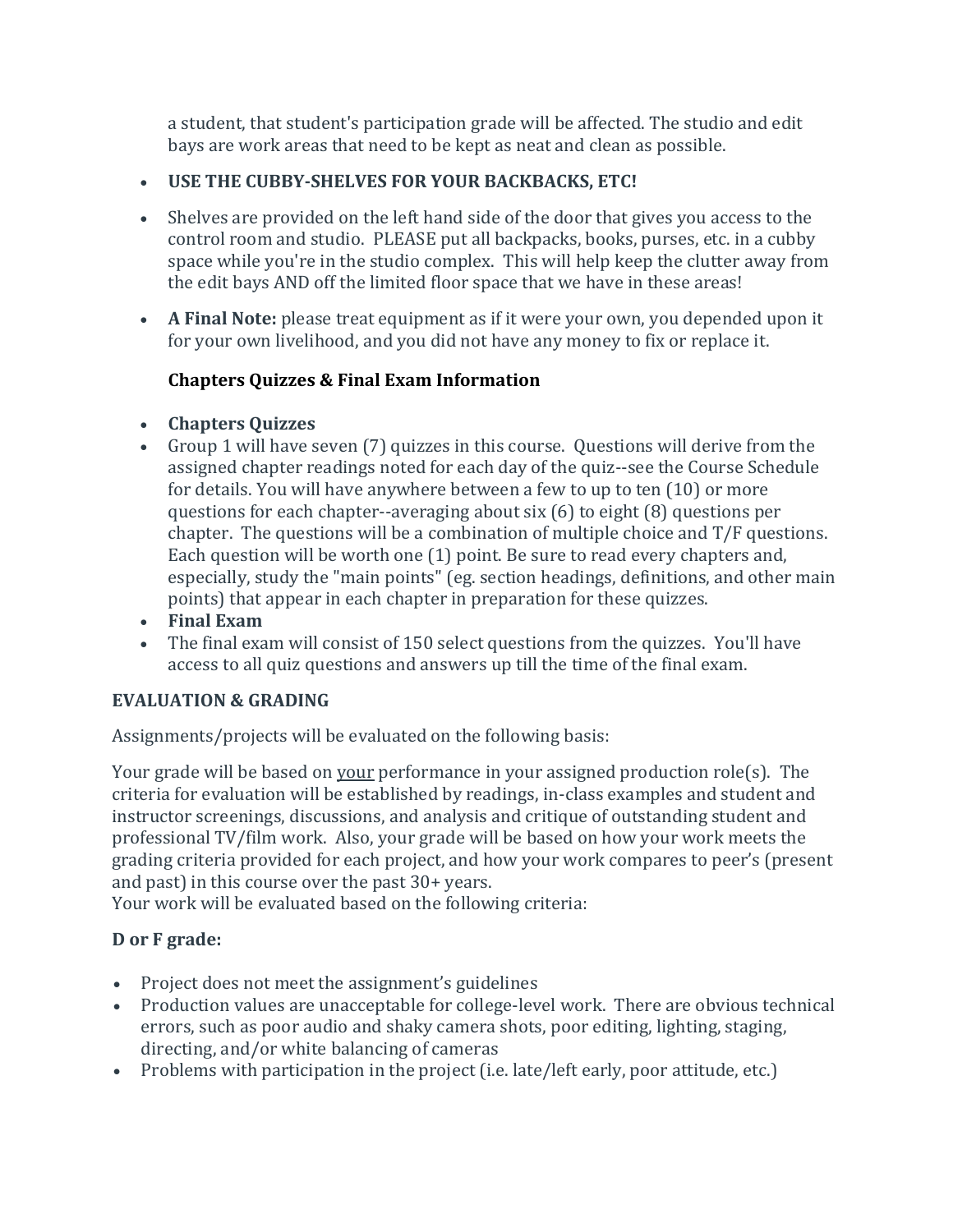a student, that student's participation grade will be affected. The studio and edit bays are work areas that need to be kept as neat and clean as possible.

- **USE THE CUBBY-SHELVES FOR YOUR BACKBACKS, ETC!**
- Shelves are provided on the left hand side of the door that gives you access to the control room and studio. PLEASE put all backpacks, books, purses, etc. in a cubby space while you're in the studio complex. This will help keep the clutter away from the edit bays AND off the limited floor space that we have in these areas!
- **A Final Note:** please treat equipment as if it were your own, you depended upon it for your own livelihood, and you did not have any money to fix or replace it.

**Chapters Quizzes & Final Exam Information**

- **Chapters Quizzes**
- Group 1 will have seven (7) quizzes in this course. Questions will derive from the assigned chapter readings noted for each day of the quiz--see the Course Schedule for details. You will have anywhere between a few to up to ten (10) or more questions for each chapter--averaging about six (6) to eight (8) questions per chapter. The questions will be a combination of multiple choice and T/F questions. Each question will be worth one (1) point. Be sure to read every chapters and, especially, study the "main points" (eg. section headings, definitions, and other main points) that appear in each chapter in preparation for these quizzes.
- **Final Exam**
- The final exam will consist of 150 select questions from the quizzes. You'll have access to all quiz questions and answers up till the time of the final exam.

**EVALUATION & GRADING**

Assignments/projects will be evaluated on the following basis:

Your grade will be based on <u>your</u> performance in your assigned production role(s). The criteria for evaluation will be established by readings, in-class examples and student and instructor screenings, discussions, and analysis and critique of outstanding student and professional TV/film work. Also, your grade will be based on how your work meets the grading criteria provided for each project, and how your work compares to peer's (present and past) in this course over the past 30+ years.
Your work will be evaluated based on the following criteria:

**D or F grade:**

- Project does not meet the assignment's guidelines
- Production values are unacceptable for college-level work. There are obvious technical errors, such as poor audio and shaky camera shots, poor editing, lighting, staging, directing, and/or white balancing of cameras
- Problems with participation in the project (i.e. late/left early, poor attitude, etc.)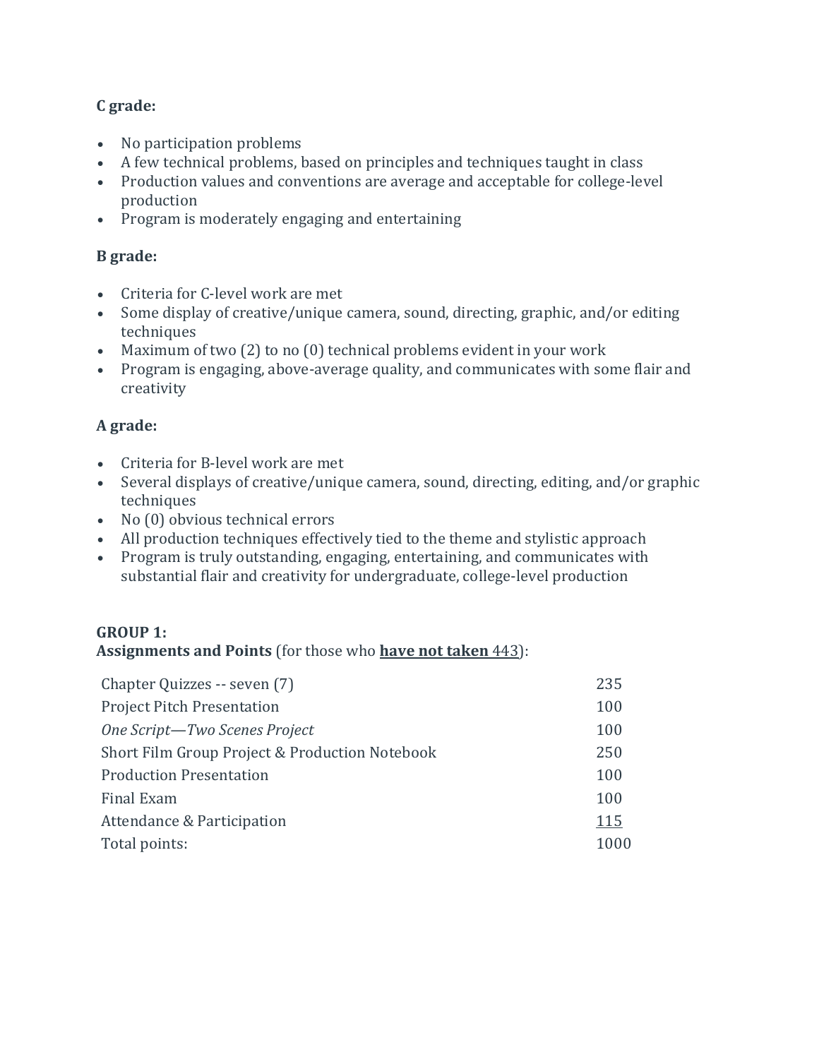**C grade:**

- No participation problems
- A few technical problems, based on principles and techniques taught in class
- Production values and conventions are average and acceptable for college-level production
- Program is moderately engaging and entertaining

**B grade:**

- Criteria for C-level work are met
- Some display of creative/unique camera, sound, directing, graphic, and/or editing techniques
- Maximum of two (2) to no (0) technical problems evident in your work
- Program is engaging, above-average quality, and communicates with some flair and creativity

**A grade:**

- Criteria for B-level work are met
- Several displays of creative/unique camera, sound, directing, editing, and/or graphic techniques
- No (0) obvious technical errors
- All production techniques effectively tied to the theme and stylistic approach
- Program is truly outstanding, engaging, entertaining, and communicates with substantial flair and creativity for undergraduate, college-level production

**GROUP 1:**
**Assignments and Points** (for those who **<u>have not taken</u>** 443):

| | |
|---|---|
| Chapter Quizzes -- seven (7) | 235 |
| Project Pitch Presentation | 100 |
| *One Script—Two Scenes Project* | 100 |
| Short Film Group Project & Production Notebook | 250 |
| Production Presentation | 100 |
| Final Exam | 100 |
| Attendance & Participation | <u>115</u> |
| Total points: | 1000 |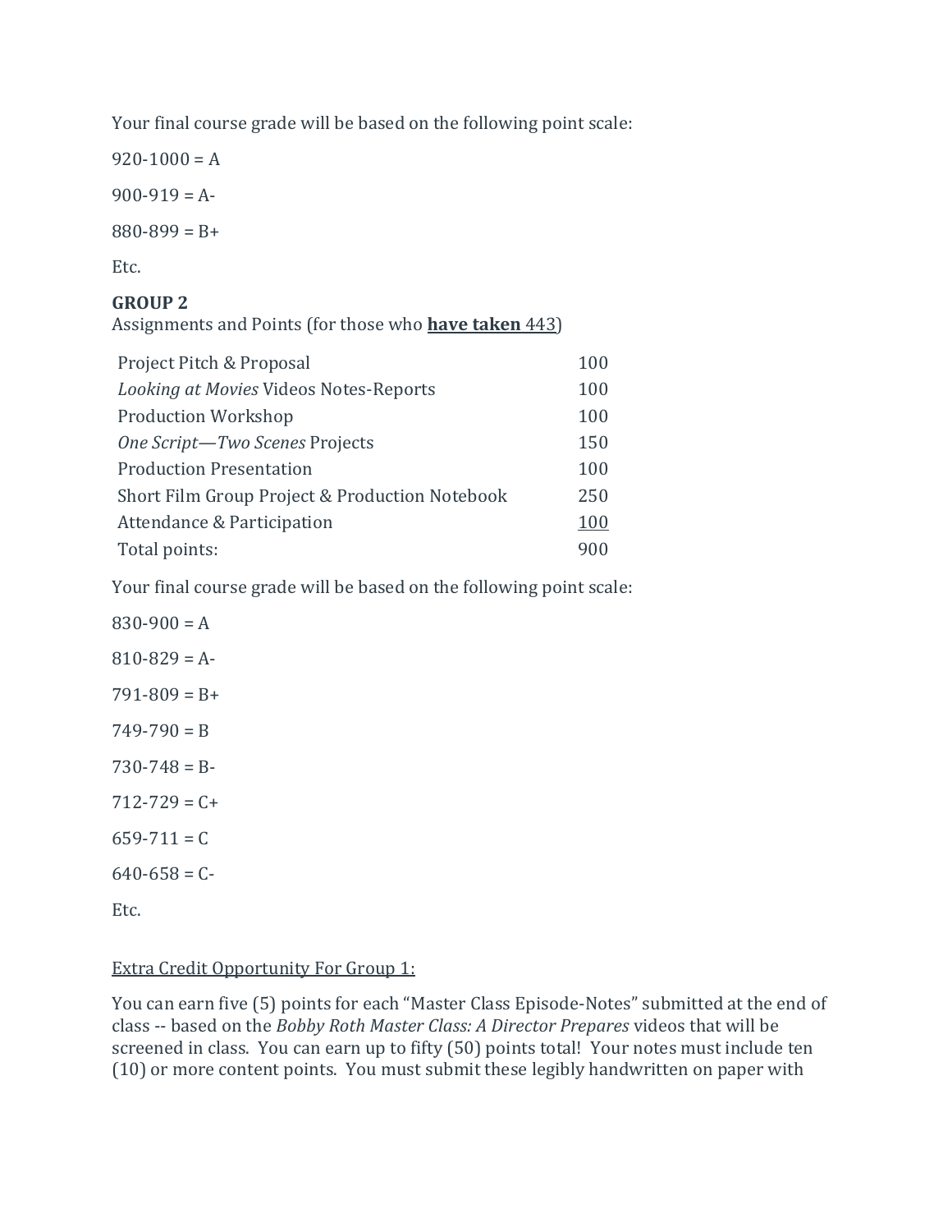Your final course grade will be based on the following point scale:

920-1000 = A

900-919 = A-

880-899 = B+

Etc.

**GROUP 2**
Assignments and Points (for those who **<u>have taken</u>** 443)

| Assignment | Points |
|---|---|
| Project Pitch & Proposal | 100 |
| *Looking at Movies* Videos Notes-Reports | 100 |
| Production Workshop | 100 |
| *One Script—Two Scenes* Projects | 150 |
| Production Presentation | 100 |
| Short Film Group Project & Production Notebook | 250 |
| Attendance & Participation | <u>100</u> |
| Total points: | 900 |

Your final course grade will be based on the following point scale:

830-900 = A

810-829 = A-

791-809 = B+

749-790 = B

730-748 = B-

712-729 = C+

659-711 = C

640-658 = C-

Etc.

<u>Extra Credit Opportunity For Group 1:</u>

You can earn five (5) points for each "Master Class Episode-Notes" submitted at the end of class -- based on the *Bobby Roth Master Class: A Director Prepares* videos that will be screened in class. You can earn up to fifty (50) points total! Your notes must include ten (10) or more content points. You must submit these legibly handwritten on paper with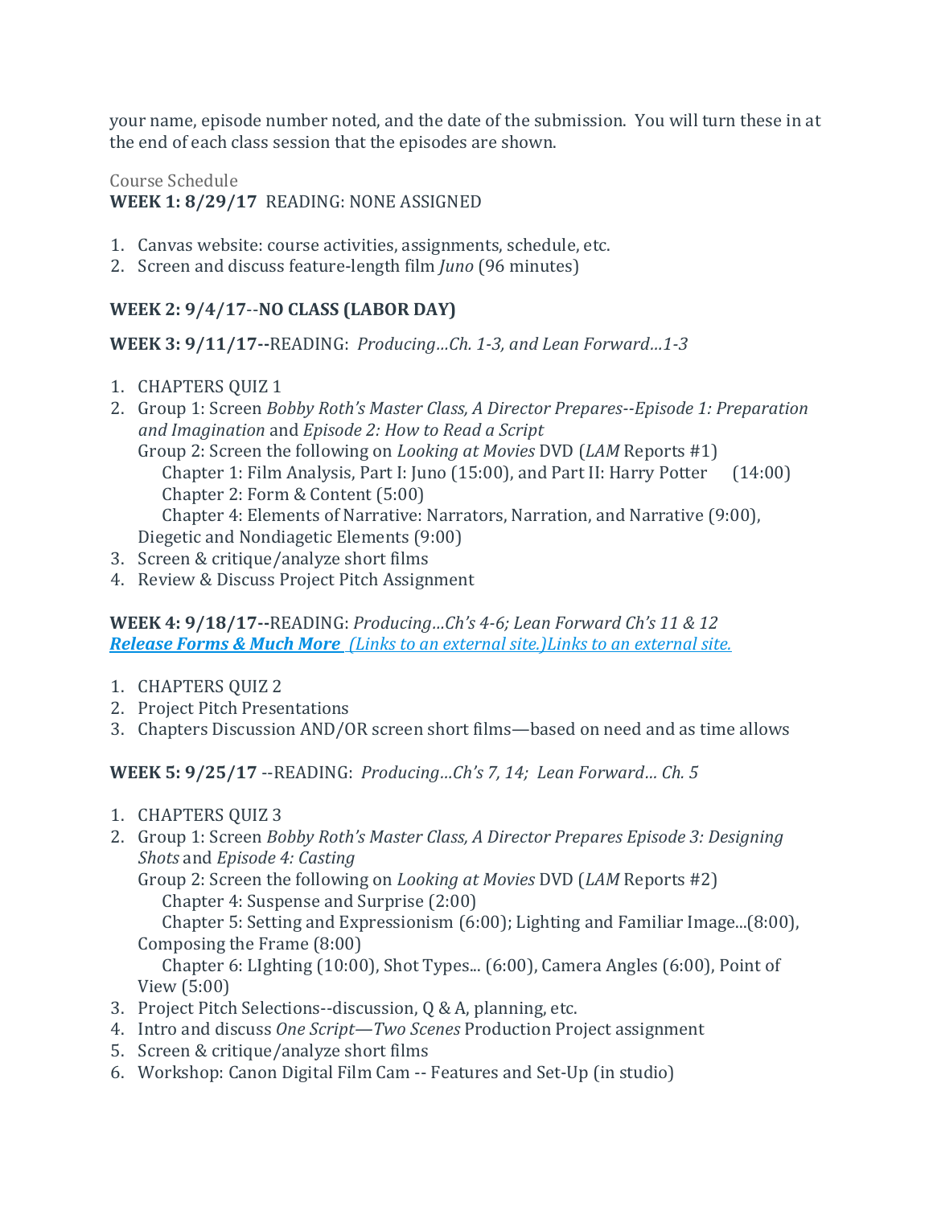your name, episode number noted, and the date of the submission. You will turn these in at the end of each class session that the episodes are shown.

Course Schedule

**WEEK 1: 8/29/17** READING: NONE ASSIGNED

1. Canvas website: course activities, assignments, schedule, etc.
2. Screen and discuss feature-length film *Juno* (96 minutes)

**WEEK 2: 9/4/17--NO CLASS (LABOR DAY)**

**WEEK 3: 9/11/17--**READING: *Producing…Ch. 1-3, and Lean Forward…1-3*

1. CHAPTERS QUIZ 1
2. Group 1: Screen *Bobby Roth's Master Class, A Director Prepares--Episode 1: Preparation and Imagination* and *Episode 2: How to Read a Script*
   Group 2: Screen the following on *Looking at Movies* DVD (*LAM* Reports #1)
   Chapter 1: Film Analysis, Part I: Juno (15:00), and Part II: Harry Potter (14:00)
   Chapter 2: Form & Content (5:00)
   Chapter 4: Elements of Narrative: Narrators, Narration, and Narrative (9:00), Diegetic and Nondiagetic Elements (9:00)
3. Screen & critique/analyze short films
4. Review & Discuss Project Pitch Assignment

**WEEK 4: 9/18/17--**READING: *Producing…Ch's 4-6; Lean Forward Ch's 11 & 12*
***Release Forms & Much More*** *(Links to an external site.)Links to an external site.*

1. CHAPTERS QUIZ 2
2. Project Pitch Presentations
3. Chapters Discussion AND/OR screen short films—based on need and as time allows

**WEEK 5: 9/25/17** --READING: *Producing…Ch's 7, 14; Lean Forward… Ch. 5*

1. CHAPTERS QUIZ 3
2. Group 1: Screen *Bobby Roth's Master Class, A Director Prepares Episode 3: Designing Shots* and *Episode 4: Casting*
   Group 2: Screen the following on *Looking at Movies* DVD (*LAM* Reports #2)
   Chapter 4: Suspense and Surprise (2:00)
   Chapter 5: Setting and Expressionism (6:00); Lighting and Familiar Image...(8:00), Composing the Frame (8:00)
   Chapter 6: LIghting (10:00), Shot Types... (6:00), Camera Angles (6:00), Point of View (5:00)
3. Project Pitch Selections--discussion, Q & A, planning, etc.
4. Intro and discuss *One Script—Two Scenes* Production Project assignment
5. Screen & critique/analyze short films
6. Workshop: Canon Digital Film Cam -- Features and Set-Up (in studio)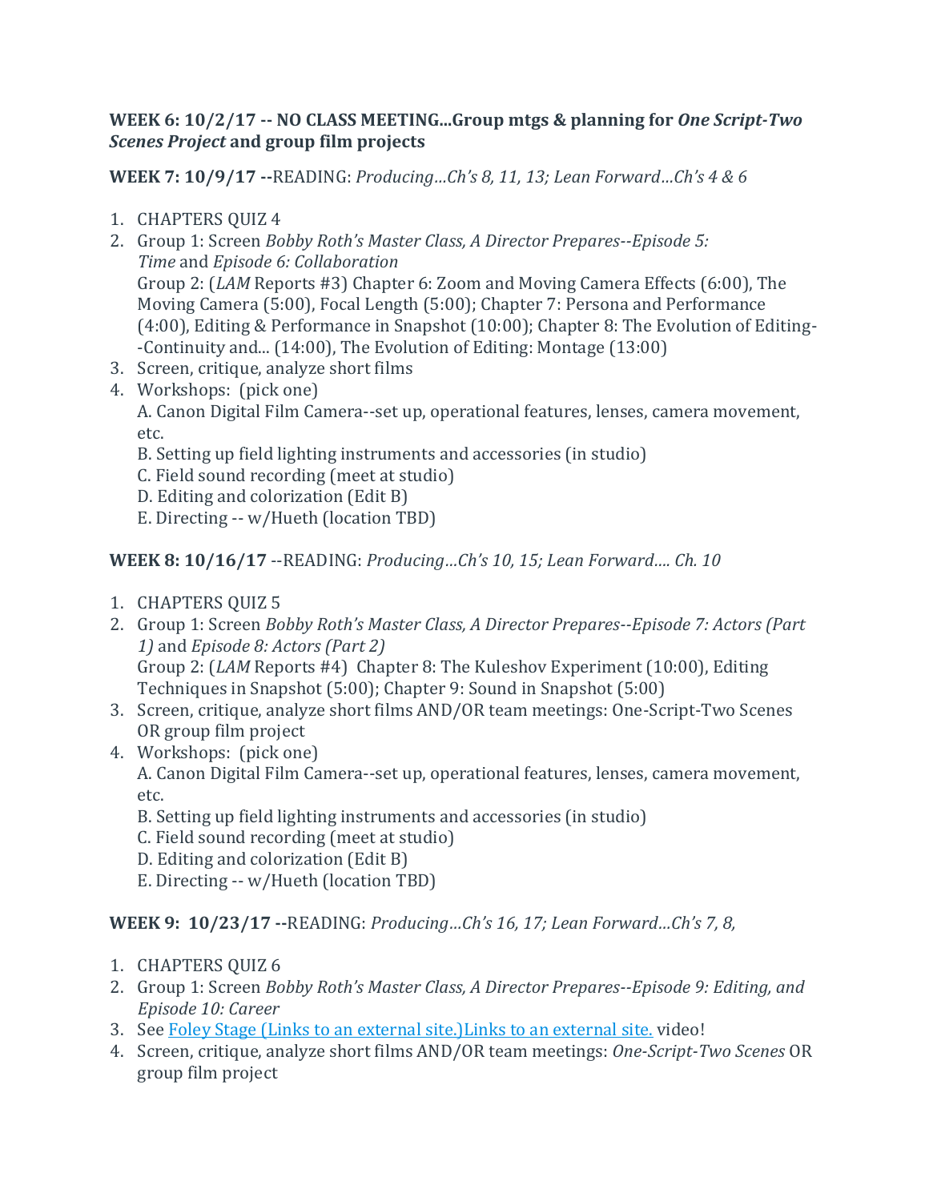**WEEK 6: 10/2/17 -- NO CLASS MEETING...Group mtgs & planning for *One Script-Two Scenes Project* and group film projects**

**WEEK 7: 10/9/17 --**READING: *Producing…Ch's 8, 11, 13; Lean Forward…Ch's 4 & 6*

1. CHAPTERS QUIZ 4
2. Group 1: Screen *Bobby Roth's Master Class, A Director Prepares--Episode 5: Time* and *Episode 6: Collaboration*
   Group 2: (*LAM* Reports #3) Chapter 6: Zoom and Moving Camera Effects (6:00), The Moving Camera (5:00), Focal Length (5:00); Chapter 7: Persona and Performance (4:00), Editing & Performance in Snapshot (10:00); Chapter 8: The Evolution of Editing--Continuity and... (14:00), The Evolution of Editing: Montage (13:00)
3. Screen, critique, analyze short films
4. Workshops: (pick one)
   A. Canon Digital Film Camera--set up, operational features, lenses, camera movement, etc.
   B. Setting up field lighting instruments and accessories (in studio)
   C. Field sound recording (meet at studio)
   D. Editing and colorization (Edit B)
   E. Directing -- w/Hueth (location TBD)

**WEEK 8: 10/16/17** --READING: *Producing…Ch's 10, 15; Lean Forward…. Ch. 10*

1. CHAPTERS QUIZ 5
2. Group 1: Screen *Bobby Roth's Master Class, A Director Prepares--Episode 7: Actors (Part 1)* and *Episode 8: Actors (Part 2)*
   Group 2: (*LAM* Reports #4) Chapter 8: The Kuleshov Experiment (10:00), Editing Techniques in Snapshot (5:00); Chapter 9: Sound in Snapshot (5:00)
3. Screen, critique, analyze short films AND/OR team meetings: One-Script-Two Scenes OR group film project
4. Workshops: (pick one)
   A. Canon Digital Film Camera--set up, operational features, lenses, camera movement, etc.
   B. Setting up field lighting instruments and accessories (in studio)
   C. Field sound recording (meet at studio)
   D. Editing and colorization (Edit B)
   E. Directing -- w/Hueth (location TBD)

**WEEK 9: 10/23/17 --**READING: *Producing…Ch's 16, 17; Lean Forward…Ch's 7, 8,*

1. CHAPTERS QUIZ 6
2. Group 1: Screen *Bobby Roth's Master Class, A Director Prepares--Episode 9: Editing, and Episode 10: Career*
3. See Foley Stage (Links to an external site.)Links to an external site. video!
4. Screen, critique, analyze short films AND/OR team meetings: *One-Script-Two Scenes* OR group film project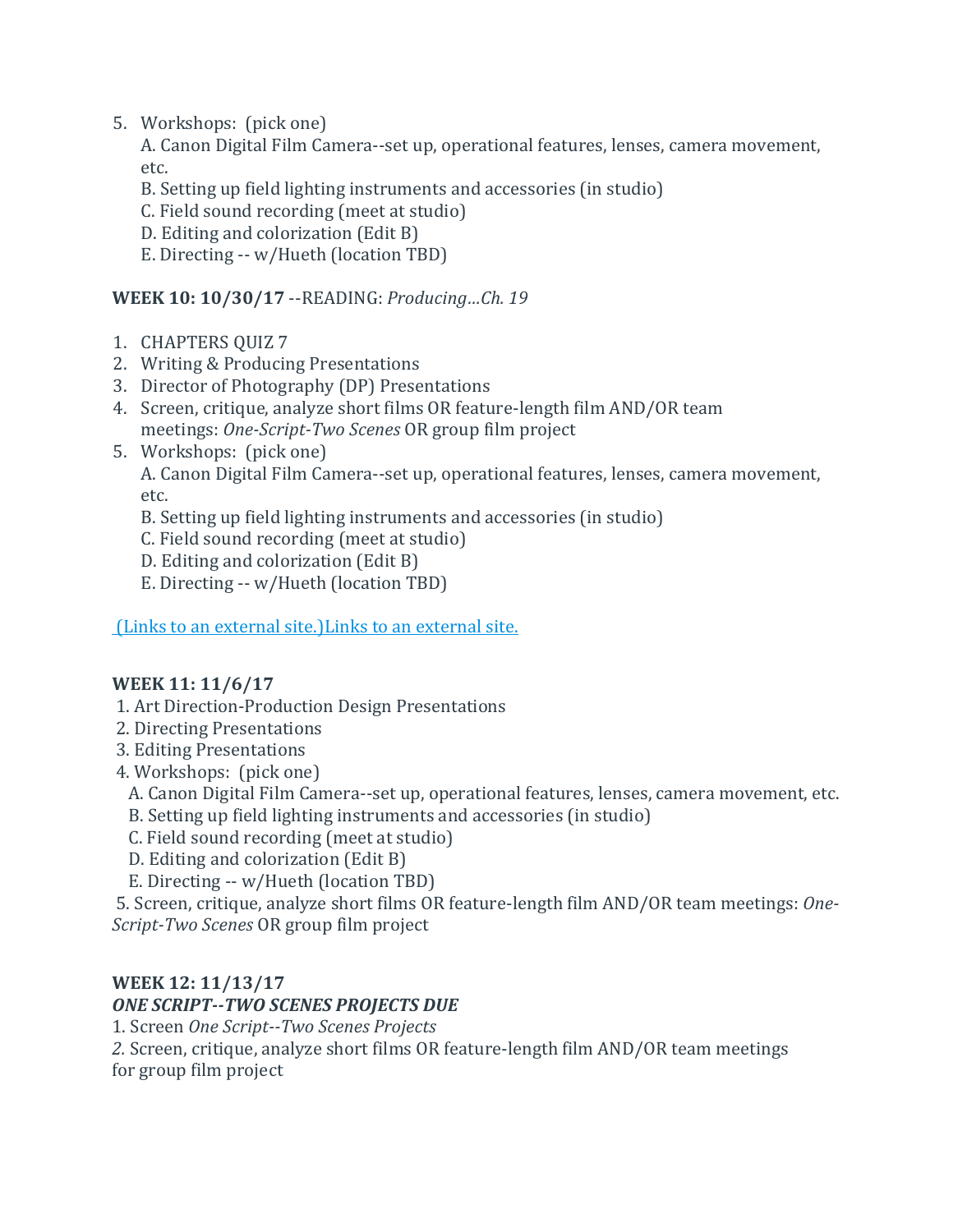5. Workshops: (pick one)
   A. Canon Digital Film Camera--set up, operational features, lenses, camera movement, etc.
   B. Setting up field lighting instruments and accessories (in studio)
   C. Field sound recording (meet at studio)
   D. Editing and colorization (Edit B)
   E. Directing -- w/Hueth (location TBD)

**WEEK 10: 10/30/17** --READING: *Producing…Ch. 19*

1. CHAPTERS QUIZ 7
2. Writing & Producing Presentations
3. Director of Photography (DP) Presentations
4. Screen, critique, analyze short films OR feature-length film AND/OR team meetings: *One-Script-Two Scenes* OR group film project
5. Workshops: (pick one)
   A. Canon Digital Film Camera--set up, operational features, lenses, camera movement, etc.
   B. Setting up field lighting instruments and accessories (in studio)
   C. Field sound recording (meet at studio)
   D. Editing and colorization (Edit B)
   E. Directing -- w/Hueth (location TBD)

(Links to an external site.)Links to an external site.

**WEEK 11: 11/6/17**

1. Art Direction-Production Design Presentations
2. Directing Presentations
3. Editing Presentations
4. Workshops: (pick one)
   A. Canon Digital Film Camera--set up, operational features, lenses, camera movement, etc.
   B. Setting up field lighting instruments and accessories (in studio)
   C. Field sound recording (meet at studio)
   D. Editing and colorization (Edit B)
   E. Directing -- w/Hueth (location TBD)
5. Screen, critique, analyze short films OR feature-length film AND/OR team meetings: *One-Script-Two Scenes* OR group film project

**WEEK 12: 11/13/17**

***ONE SCRIPT--TWO SCENES PROJECTS DUE***

1. Screen *One Script--Two Scenes Projects*
2. Screen, critique, analyze short films OR feature-length film AND/OR team meetings for group film project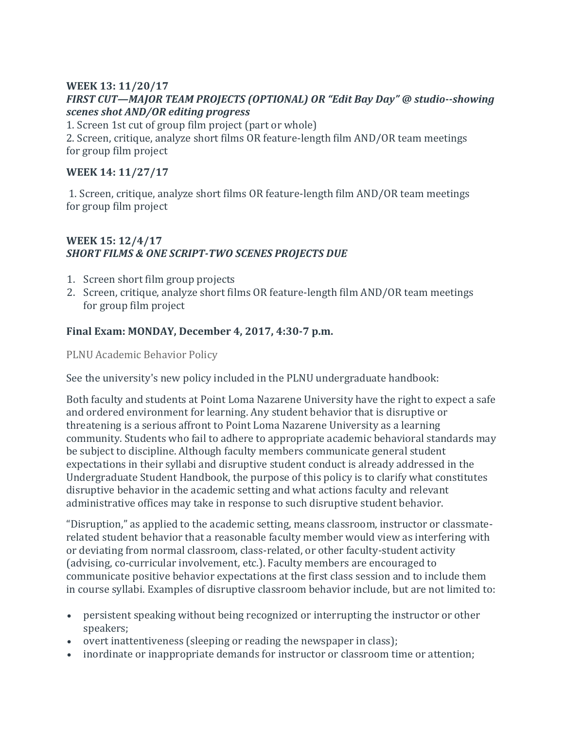**WEEK 13: 11/20/17**

***FIRST CUT—MAJOR TEAM PROJECTS (OPTIONAL) OR "Edit Bay Day" @ studio--showing scenes shot AND/OR editing progress***

1. Screen 1st cut of group film project (part or whole)
2. Screen, critique, analyze short films OR feature-length film AND/OR team meetings for group film project

**WEEK 14: 11/27/17**

1. Screen, critique, analyze short films OR feature-length film AND/OR team meetings for group film project

**WEEK 15: 12/4/17**

***SHORT FILMS & ONE SCRIPT-TWO SCENES PROJECTS DUE***

1. Screen short film group projects
2. Screen, critique, analyze short films OR feature-length film AND/OR team meetings for group film project

**Final Exam: MONDAY, December 4, 2017, 4:30-7 p.m.**

PLNU Academic Behavior Policy

See the university's new policy included in the PLNU undergraduate handbook:

Both faculty and students at Point Loma Nazarene University have the right to expect a safe and ordered environment for learning. Any student behavior that is disruptive or threatening is a serious affront to Point Loma Nazarene University as a learning community. Students who fail to adhere to appropriate academic behavioral standards may be subject to discipline. Although faculty members communicate general student expectations in their syllabi and disruptive student conduct is already addressed in the Undergraduate Student Handbook, the purpose of this policy is to clarify what constitutes disruptive behavior in the academic setting and what actions faculty and relevant administrative offices may take in response to such disruptive student behavior.

"Disruption," as applied to the academic setting, means classroom, instructor or classmate-related student behavior that a reasonable faculty member would view as interfering with or deviating from normal classroom, class-related, or other faculty-student activity (advising, co-curricular involvement, etc.). Faculty members are encouraged to communicate positive behavior expectations at the first class session and to include them in course syllabi. Examples of disruptive classroom behavior include, but are not limited to:

- persistent speaking without being recognized or interrupting the instructor or other speakers;
- overt inattentiveness (sleeping or reading the newspaper in class);
- inordinate or inappropriate demands for instructor or classroom time or attention;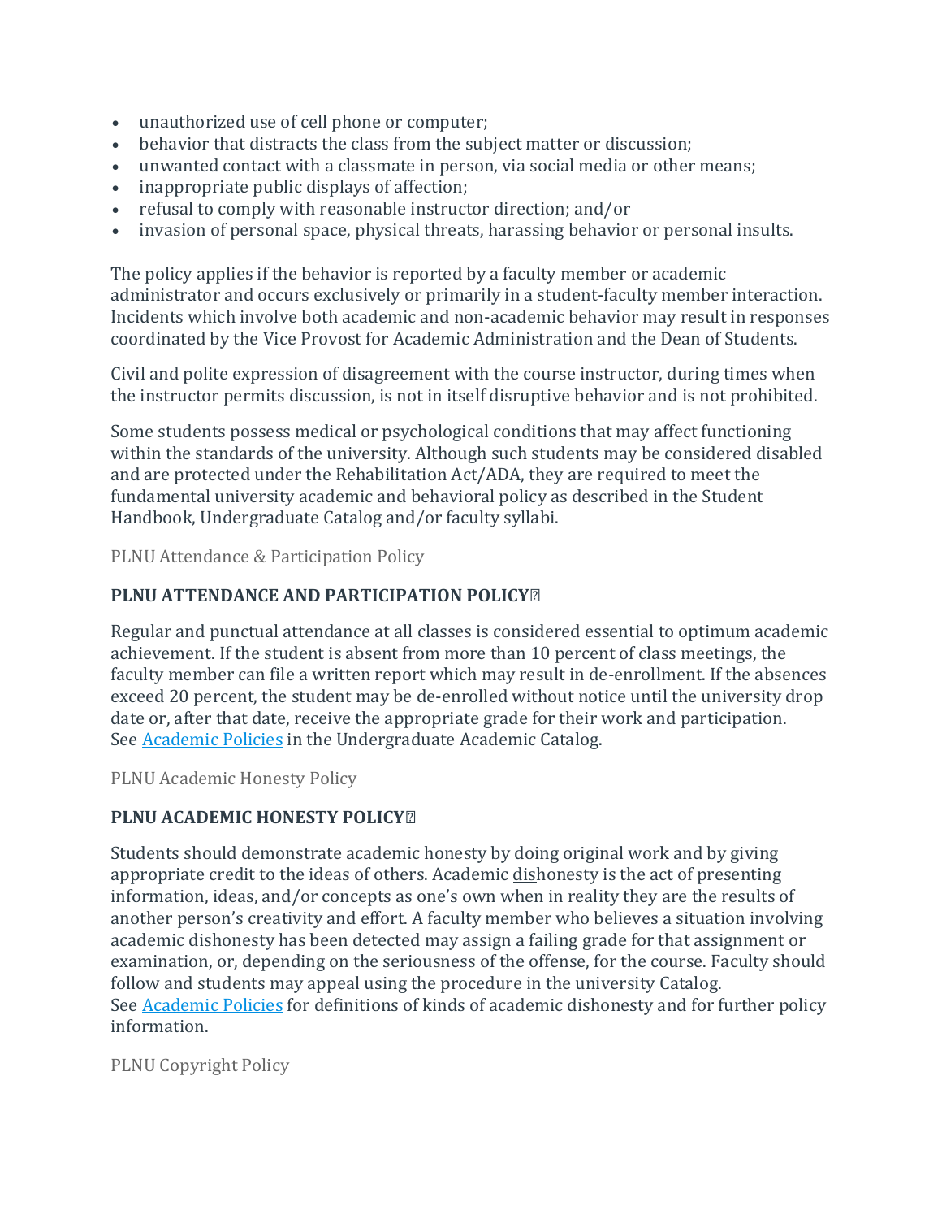- unauthorized use of cell phone or computer;
- behavior that distracts the class from the subject matter or discussion;
- unwanted contact with a classmate in person, via social media or other means;
- inappropriate public displays of affection;
- refusal to comply with reasonable instructor direction; and/or
- invasion of personal space, physical threats, harassing behavior or personal insults.

The policy applies if the behavior is reported by a faculty member or academic administrator and occurs exclusively or primarily in a student-faculty member interaction. Incidents which involve both academic and non-academic behavior may result in responses coordinated by the Vice Provost for Academic Administration and the Dean of Students.

Civil and polite expression of disagreement with the course instructor, during times when the instructor permits discussion, is not in itself disruptive behavior and is not prohibited.

Some students possess medical or psychological conditions that may affect functioning within the standards of the university. Although such students may be considered disabled and are protected under the Rehabilitation Act/ADA, they are required to meet the fundamental university academic and behavioral policy as described in the Student Handbook, Undergraduate Catalog and/or faculty syllabi.

PLNU Attendance & Participation Policy

**PLNU ATTENDANCE AND PARTICIPATION POLICY**

Regular and punctual attendance at all classes is considered essential to optimum academic achievement. If the student is absent from more than 10 percent of class meetings, the faculty member can file a written report which may result in de-enrollment. If the absences exceed 20 percent, the student may be de-enrolled without notice until the university drop date or, after that date, receive the appropriate grade for their work and participation. See [Academic Policies] in the Undergraduate Academic Catalog.

PLNU Academic Honesty Policy

**PLNU ACADEMIC HONESTY POLICY**

Students should demonstrate academic honesty by doing original work and by giving appropriate credit to the ideas of others. Academic dishonesty is the act of presenting information, ideas, and/or concepts as one's own when in reality they are the results of another person's creativity and effort. A faculty member who believes a situation involving academic dishonesty has been detected may assign a failing grade for that assignment or examination, or, depending on the seriousness of the offense, for the course. Faculty should follow and students may appeal using the procedure in the university Catalog. See [Academic Policies] for definitions of kinds of academic dishonesty and for further policy information.

PLNU Copyright Policy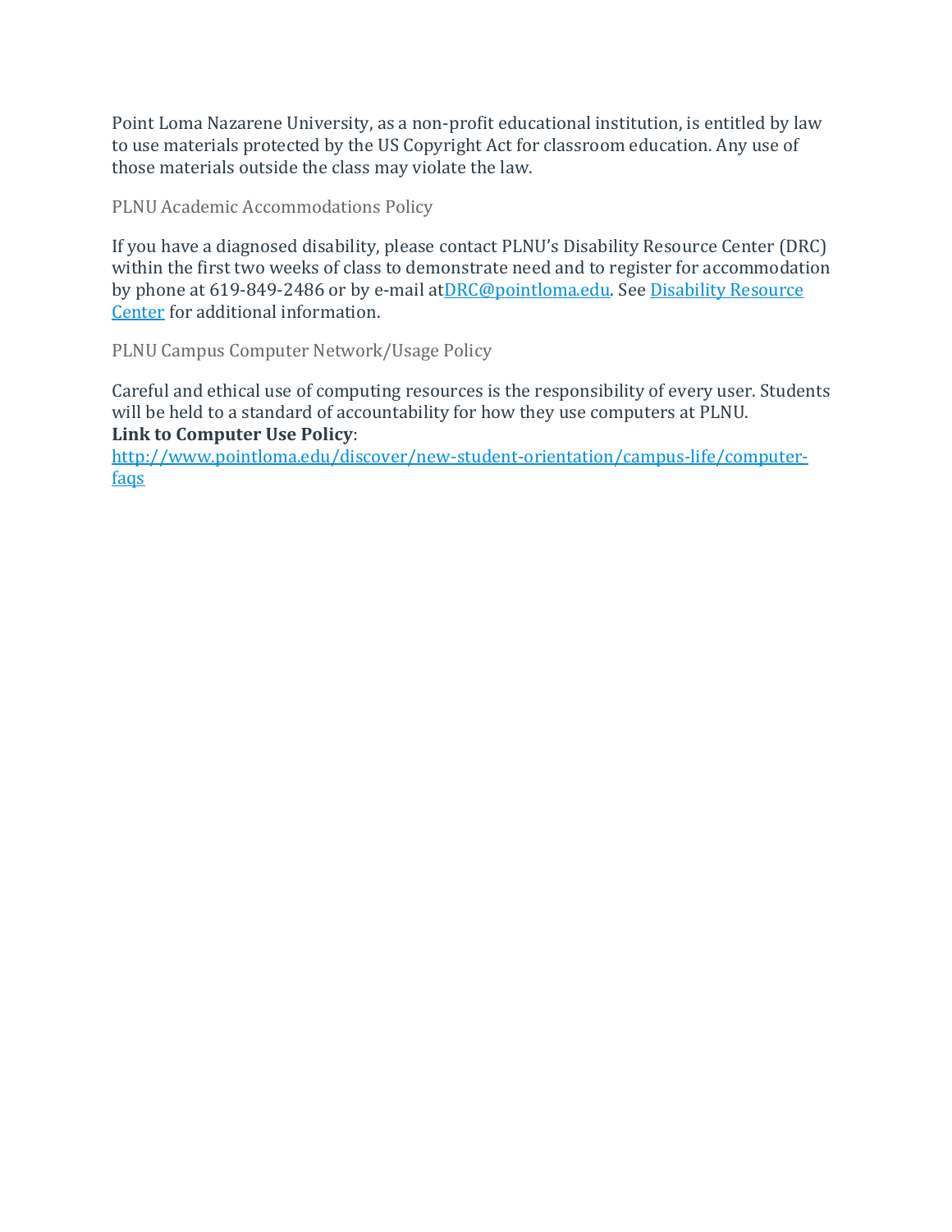Point Loma Nazarene University, as a non-profit educational institution, is entitled by law to use materials protected by the US Copyright Act for classroom education. Any use of those materials outside the class may violate the law.

### PLNU Academic Accommodations Policy

If you have a diagnosed disability, please contact PLNU's Disability Resource Center (DRC) within the first two weeks of class to demonstrate need and to register for accommodation by phone at 619-849-2486 or by e-mail at[DRC@pointloma.edu](mailto:DRC@pointloma.edu). See [Disability Resource Center](#) for additional information.

### PLNU Campus Computer Network/Usage Policy

Careful and ethical use of computing resources is the responsibility of every user. Students will be held to a standard of accountability for how they use computers at PLNU.
**Link to Computer Use Policy**:
[http://www.pointloma.edu/discover/new-student-orientation/campus-life/computer-faqs](http://www.pointloma.edu/discover/new-student-orientation/campus-life/computer-faqs)